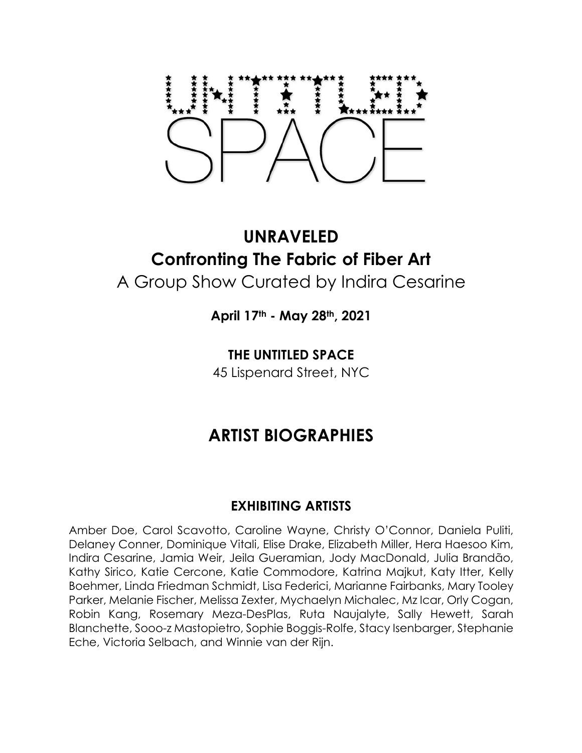UNTITLED SPACE

# UNRAVELED

## Confronting The Fabric of Fiber Art

A Group Show Curated by Indira Cesarine

**April 17th - May 28th, 2021**

**THE UNTITLED SPACE**

45 Lispenard Street, NYC

# ARTIST BIOGRAPHIES

### EXHIBITING ARTISTS

Amber Doe, Carol Scavotto, Caroline Wayne, Christy O'Connor, Daniela Puliti, Delaney Conner, Dominique Vitali, Elise Drake, Elizabeth Miller, Hera Haesoo Kim, Indira Cesarine, Jamia Weir, Jeila Gueramian, Jody MacDonald, Julia Brandão, Kathy Sirico, Katie Cercone, Katie Commodore, Katrina Majkut, Katy Itter, Kelly Boehmer, Linda Friedman Schmidt, Lisa Federici, Marianne Fairbanks, Mary Tooley Parker, Melanie Fischer, Melissa Zexter, Mychaelyn Michalec, Mz Icar, Orly Cogan, Robin Kang, Rosemary Meza-DesPlas, Ruta Naujalyte, Sally Hewett, Sarah Blanchette, Sooo-z Mastopietro, Sophie Boggis-Rolfe, Stacy Isenbarger, Stephanie Eche, Victoria Selbach, and Winnie van der Rijn.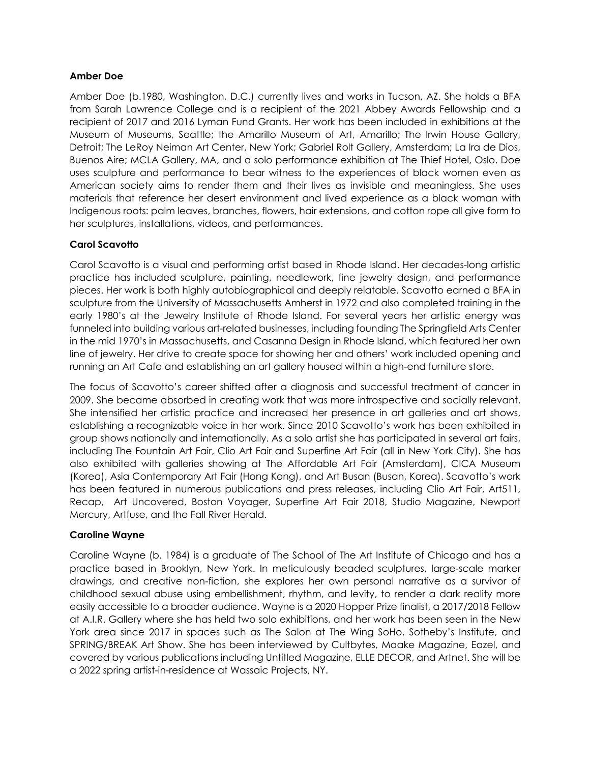**Amber Doe**

Amber Doe (b.1980, Washington, D.C.) currently lives and works in Tucson, AZ. She holds a BFA from Sarah Lawrence College and is a recipient of the 2021 Abbey Awards Fellowship and a recipient of 2017 and 2016 Lyman Fund Grants. Her work has been included in exhibitions at the Museum of Museums, Seattle; the Amarillo Museum of Art, Amarillo; The Irwin House Gallery, Detroit; The LeRoy Neiman Art Center, New York; Gabriel Rolt Gallery, Amsterdam; La Ira de Dios, Buenos Aire; MCLA Gallery, MA, and a solo performance exhibition at The Thief Hotel, Oslo. Doe uses sculpture and performance to bear witness to the experiences of black women even as American society aims to render them and their lives as invisible and meaningless. She uses materials that reference her desert environment and lived experience as a black woman with Indigenous roots: palm leaves, branches, flowers, hair extensions, and cotton rope all give form to her sculptures, installations, videos, and performances.

**Carol Scavotto**

Carol Scavotto is a visual and performing artist based in Rhode Island. Her decades-long artistic practice has included sculpture, painting, needlework, fine jewelry design, and performance pieces. Her work is both highly autobiographical and deeply relatable. Scavotto earned a BFA in sculpture from the University of Massachusetts Amherst in 1972 and also completed training in the early 1980's at the Jewelry Institute of Rhode Island. For several years her artistic energy was funneled into building various art-related businesses, including founding The Springfield Arts Center in the mid 1970's in Massachusetts, and Casanna Design in Rhode Island, which featured her own line of jewelry. Her drive to create space for showing her and others' work included opening and running an Art Cafe and establishing an art gallery housed within a high-end furniture store.

The focus of Scavotto's career shifted after a diagnosis and successful treatment of cancer in 2009. She became absorbed in creating work that was more introspective and socially relevant. She intensified her artistic practice and increased her presence in art galleries and art shows, establishing a recognizable voice in her work. Since 2010 Scavotto's work has been exhibited in group shows nationally and internationally. As a solo artist she has participated in several art fairs, including The Fountain Art Fair, Clio Art Fair and Superfine Art Fair (all in New York City). She has also exhibited with galleries showing at The Affordable Art Fair (Amsterdam), CICA Museum (Korea), Asia Contemporary Art Fair (Hong Kong), and Art Busan (Busan, Korea). Scavotto's work has been featured in numerous publications and press releases, including Clio Art Fair, Art511, Recap, Art Uncovered, Boston Voyager, Superfine Art Fair 2018, Studio Magazine, Newport Mercury, Artfuse, and the Fall River Herald.

**Caroline Wayne**

Caroline Wayne (b. 1984) is a graduate of The School of The Art Institute of Chicago and has a practice based in Brooklyn, New York. In meticulously beaded sculptures, large-scale marker drawings, and creative non-fiction, she explores her own personal narrative as a survivor of childhood sexual abuse using embellishment, rhythm, and levity, to render a dark reality more easily accessible to a broader audience. Wayne is a 2020 Hopper Prize finalist, a 2017/2018 Fellow at A.I.R. Gallery where she has held two solo exhibitions, and her work has been seen in the New York area since 2017 in spaces such as The Salon at The Wing SoHo, Sotheby's Institute, and SPRING/BREAK Art Show. She has been interviewed by Cultbytes, Maake Magazine, Eazel, and covered by various publications including Untitled Magazine, ELLE DECOR, and Artnet. She will be a 2022 spring artist-in-residence at Wassaic Projects, NY.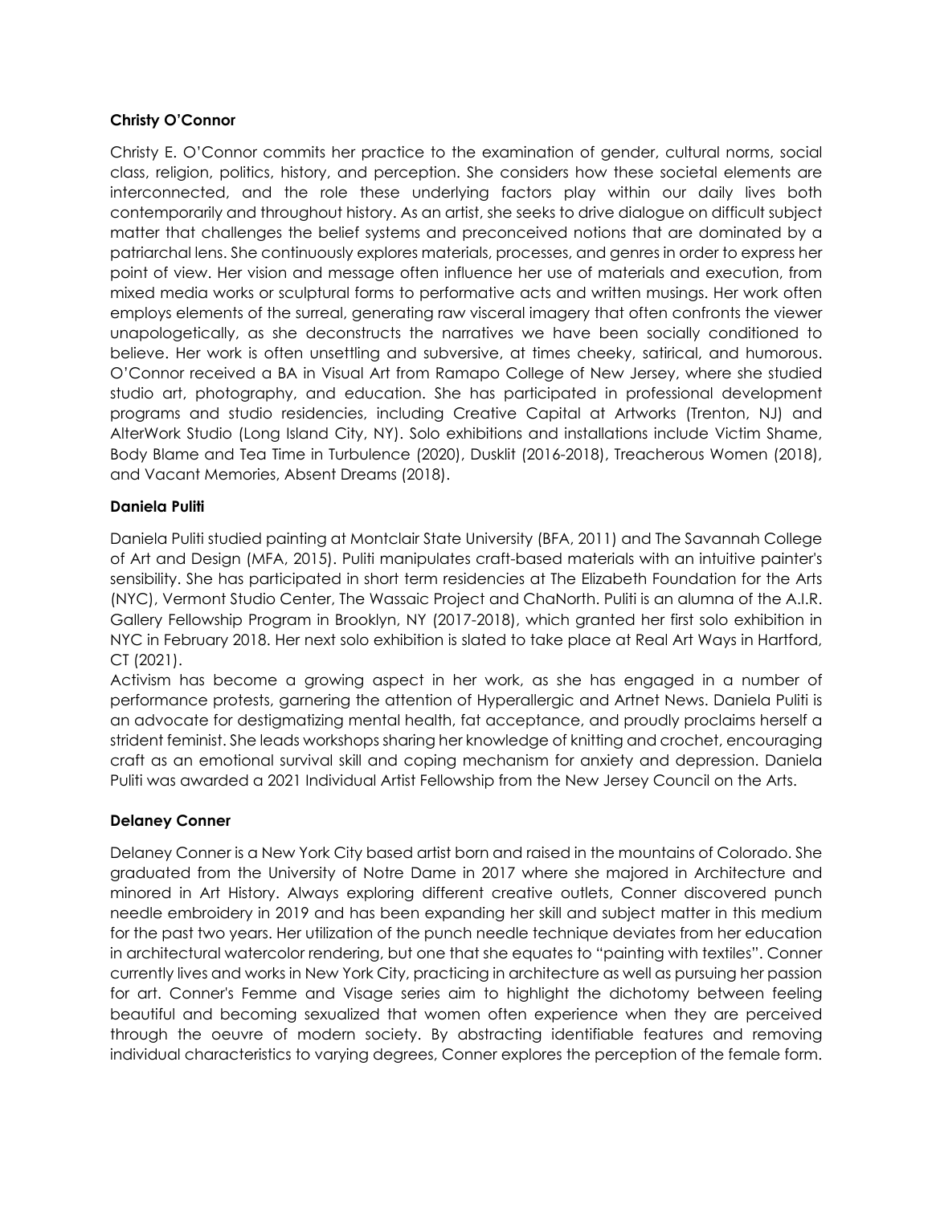**Christy O'Connor**

Christy E. O'Connor commits her practice to the examination of gender, cultural norms, social class, religion, politics, history, and perception. She considers how these societal elements are interconnected, and the role these underlying factors play within our daily lives both contemporarily and throughout history. As an artist, she seeks to drive dialogue on difficult subject matter that challenges the belief systems and preconceived notions that are dominated by a patriarchal lens. She continuously explores materials, processes, and genres in order to express her point of view. Her vision and message often influence her use of materials and execution, from mixed media works or sculptural forms to performative acts and written musings. Her work often employs elements of the surreal, generating raw visceral imagery that often confronts the viewer unapologetically, as she deconstructs the narratives we have been socially conditioned to believe. Her work is often unsettling and subversive, at times cheeky, satirical, and humorous. O'Connor received a BA in Visual Art from Ramapo College of New Jersey, where she studied studio art, photography, and education. She has participated in professional development programs and studio residencies, including Creative Capital at Artworks (Trenton, NJ) and AlterWork Studio (Long Island City, NY). Solo exhibitions and installations include Victim Shame, Body Blame and Tea Time in Turbulence (2020), Dusklit (2016-2018), Treacherous Women (2018), and Vacant Memories, Absent Dreams (2018).

**Daniela Puliti**

Daniela Puliti studied painting at Montclair State University (BFA, 2011) and The Savannah College of Art and Design (MFA, 2015). Puliti manipulates craft-based materials with an intuitive painter's sensibility. She has participated in short term residencies at The Elizabeth Foundation for the Arts (NYC), Vermont Studio Center, The Wassaic Project and ChaNorth. Puliti is an alumna of the A.I.R. Gallery Fellowship Program in Brooklyn, NY (2017-2018), which granted her first solo exhibition in NYC in February 2018. Her next solo exhibition is slated to take place at Real Art Ways in Hartford, CT (2021).

Activism has become a growing aspect in her work, as she has engaged in a number of performance protests, garnering the attention of Hyperallergic and Artnet News. Daniela Puliti is an advocate for destigmatizing mental health, fat acceptance, and proudly proclaims herself a strident feminist. She leads workshops sharing her knowledge of knitting and crochet, encouraging craft as an emotional survival skill and coping mechanism for anxiety and depression. Daniela Puliti was awarded a 2021 Individual Artist Fellowship from the New Jersey Council on the Arts.

**Delaney Conner**

Delaney Conner is a New York City based artist born and raised in the mountains of Colorado. She graduated from the University of Notre Dame in 2017 where she majored in Architecture and minored in Art History. Always exploring different creative outlets, Conner discovered punch needle embroidery in 2019 and has been expanding her skill and subject matter in this medium for the past two years. Her utilization of the punch needle technique deviates from her education in architectural watercolor rendering, but one that she equates to "painting with textiles". Conner currently lives and works in New York City, practicing in architecture as well as pursuing her passion for art. Conner's Femme and Visage series aim to highlight the dichotomy between feeling beautiful and becoming sexualized that women often experience when they are perceived through the oeuvre of modern society. By abstracting identifiable features and removing individual characteristics to varying degrees, Conner explores the perception of the female form.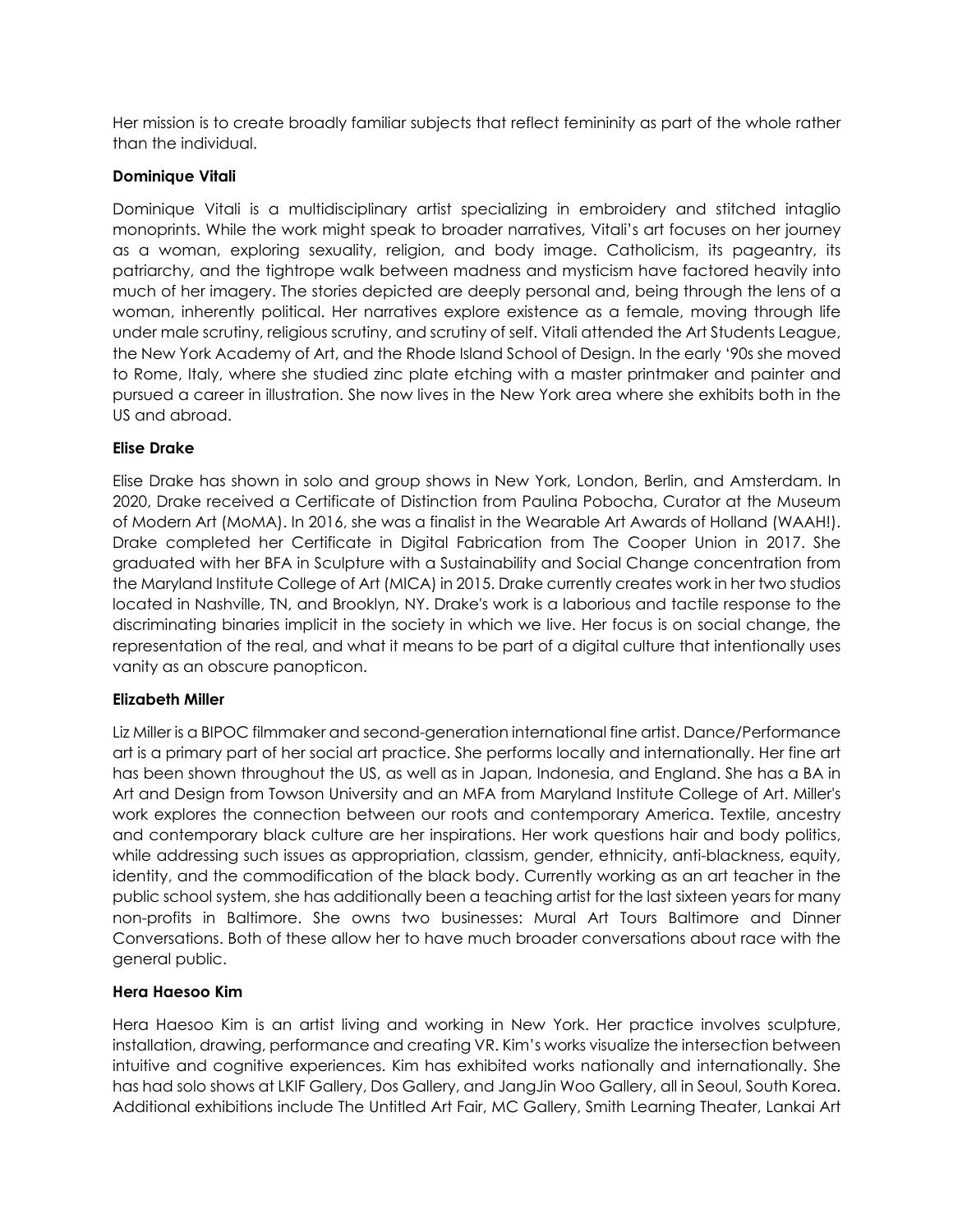Her mission is to create broadly familiar subjects that reflect femininity as part of the whole rather than the individual.

**Dominique Vitali**

Dominique Vitali is a multidisciplinary artist specializing in embroidery and stitched intaglio monoprints. While the work might speak to broader narratives, Vitali's art focuses on her journey as a woman, exploring sexuality, religion, and body image. Catholicism, its pageantry, its patriarchy, and the tightrope walk between madness and mysticism have factored heavily into much of her imagery. The stories depicted are deeply personal and, being through the lens of a woman, inherently political. Her narratives explore existence as a female, moving through life under male scrutiny, religious scrutiny, and scrutiny of self. Vitali attended the Art Students League, the New York Academy of Art, and the Rhode Island School of Design. In the early '90s she moved to Rome, Italy, where she studied zinc plate etching with a master printmaker and painter and pursued a career in illustration. She now lives in the New York area where she exhibits both in the US and abroad.

**Elise Drake**

Elise Drake has shown in solo and group shows in New York, London, Berlin, and Amsterdam. In 2020, Drake received a Certificate of Distinction from Paulina Pobocha, Curator at the Museum of Modern Art (MoMA). In 2016, she was a finalist in the Wearable Art Awards of Holland (WAAH!). Drake completed her Certificate in Digital Fabrication from The Cooper Union in 2017. She graduated with her BFA in Sculpture with a Sustainability and Social Change concentration from the Maryland Institute College of Art (MICA) in 2015. Drake currently creates work in her two studios located in Nashville, TN, and Brooklyn, NY. Drake's work is a laborious and tactile response to the discriminating binaries implicit in the society in which we live. Her focus is on social change, the representation of the real, and what it means to be part of a digital culture that intentionally uses vanity as an obscure panopticon.

**Elizabeth Miller**

Liz Miller is a BIPOC filmmaker and second-generation international fine artist. Dance/Performance art is a primary part of her social art practice. She performs locally and internationally. Her fine art has been shown throughout the US, as well as in Japan, Indonesia, and England. She has a BA in Art and Design from Towson University and an MFA from Maryland Institute College of Art. Miller's work explores the connection between our roots and contemporary America. Textile, ancestry and contemporary black culture are her inspirations. Her work questions hair and body politics, while addressing such issues as appropriation, classism, gender, ethnicity, anti-blackness, equity, identity, and the commodification of the black body. Currently working as an art teacher in the public school system, she has additionally been a teaching artist for the last sixteen years for many non-profits in Baltimore. She owns two businesses: Mural Art Tours Baltimore and Dinner Conversations. Both of these allow her to have much broader conversations about race with the general public.

**Hera Haesoo Kim**

Hera Haesoo Kim is an artist living and working in New York. Her practice involves sculpture, installation, drawing, performance and creating VR. Kim's works visualize the intersection between intuitive and cognitive experiences. Kim has exhibited works nationally and internationally. She has had solo shows at LKIF Gallery, Dos Gallery, and JangJin Woo Gallery, all in Seoul, South Korea. Additional exhibitions include The Untitled Art Fair, MC Gallery, Smith Learning Theater, Lankai Art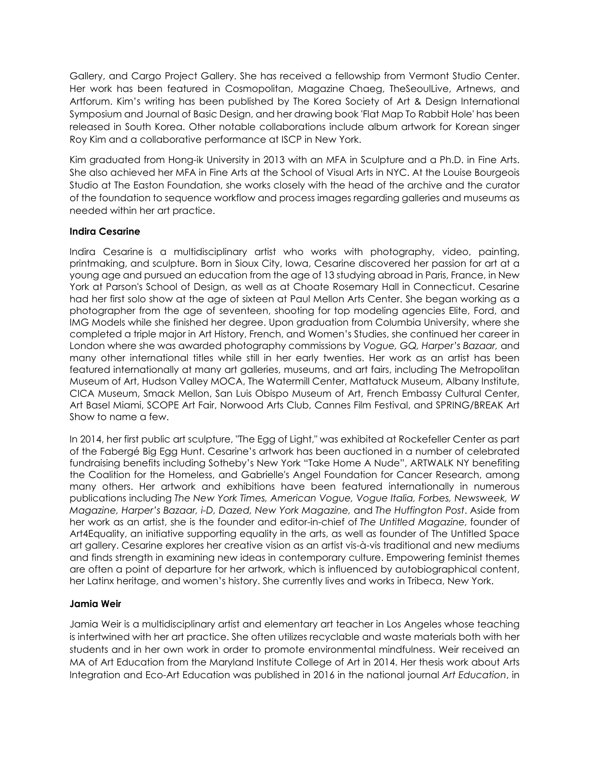Gallery, and Cargo Project Gallery. She has received a fellowship from Vermont Studio Center. Her work has been featured in Cosmopolitan, Magazine Chaeg, TheSeoulLive, Artnews, and Artforum. Kim's writing has been published by The Korea Society of Art & Design International Symposium and Journal of Basic Design, and her drawing book 'Flat Map To Rabbit Hole' has been released in South Korea. Other notable collaborations include album artwork for Korean singer Roy Kim and a collaborative performance at ISCP in New York.

Kim graduated from Hong-ik University in 2013 with an MFA in Sculpture and a Ph.D. in Fine Arts. She also achieved her MFA in Fine Arts at the School of Visual Arts in NYC. At the Louise Bourgeois Studio at The Easton Foundation, she works closely with the head of the archive and the curator of the foundation to sequence workflow and process images regarding galleries and museums as needed within her art practice.

**Indira Cesarine**

Indira Cesarine is a multidisciplinary artist who works with photography, video, painting, printmaking, and sculpture. Born in Sioux City, Iowa, Cesarine discovered her passion for art at a young age and pursued an education from the age of 13 studying abroad in Paris, France, in New York at Parson's School of Design, as well as at Choate Rosemary Hall in Connecticut. Cesarine had her first solo show at the age of sixteen at Paul Mellon Arts Center. She began working as a photographer from the age of seventeen, shooting for top modeling agencies Elite, Ford, and IMG Models while she finished her degree. Upon graduation from Columbia University, where she completed a triple major in Art History, French, and Women's Studies, she continued her career in London where she was awarded photography commissions by *Vogue, GQ, Harper's Bazaar,* and many other international titles while still in her early twenties. Her work as an artist has been featured internationally at many art galleries, museums, and art fairs, including The Metropolitan Museum of Art, Hudson Valley MOCA, The Watermill Center, Mattatuck Museum, Albany Institute, CICA Museum, Smack Mellon, San Luis Obispo Museum of Art, French Embassy Cultural Center, Art Basel Miami, SCOPE Art Fair, Norwood Arts Club, Cannes Film Festival, and SPRING/BREAK Art Show to name a few.

In 2014, her first public art sculpture, "The Egg of Light," was exhibited at Rockefeller Center as part of the Fabergé Big Egg Hunt. Cesarine's artwork has been auctioned in a number of celebrated fundraising benefits including Sotheby's New York "Take Home A Nude", ARTWALK NY benefiting the Coalition for the Homeless, and Gabrielle's Angel Foundation for Cancer Research, among many others. Her artwork and exhibitions have been featured internationally in numerous publications including *The New York Times, American Vogue, Vogue Italia, Forbes, Newsweek, W Magazine, Harper's Bazaar, i-D, Dazed, New York Magazine,* and *The Huffington Post*. Aside from her work as an artist, she is the founder and editor-in-chief of *The Untitled Magazine,* founder of Art4Equality, an initiative supporting equality in the arts, as well as founder of The Untitled Space art gallery. Cesarine explores her creative vision as an artist vis-à-vis traditional and new mediums and finds strength in examining new ideas in contemporary culture. Empowering feminist themes are often a point of departure for her artwork, which is influenced by autobiographical content, her Latinx heritage, and women's history. She currently lives and works in Tribeca, New York.

**Jamia Weir**

Jamia Weir is a multidisciplinary artist and elementary art teacher in Los Angeles whose teaching is intertwined with her art practice. She often utilizes recyclable and waste materials both with her students and in her own work in order to promote environmental mindfulness. Weir received an MA of Art Education from the Maryland Institute College of Art in 2014. Her thesis work about Arts Integration and Eco-Art Education was published in 2016 in the national journal *Art Education*, in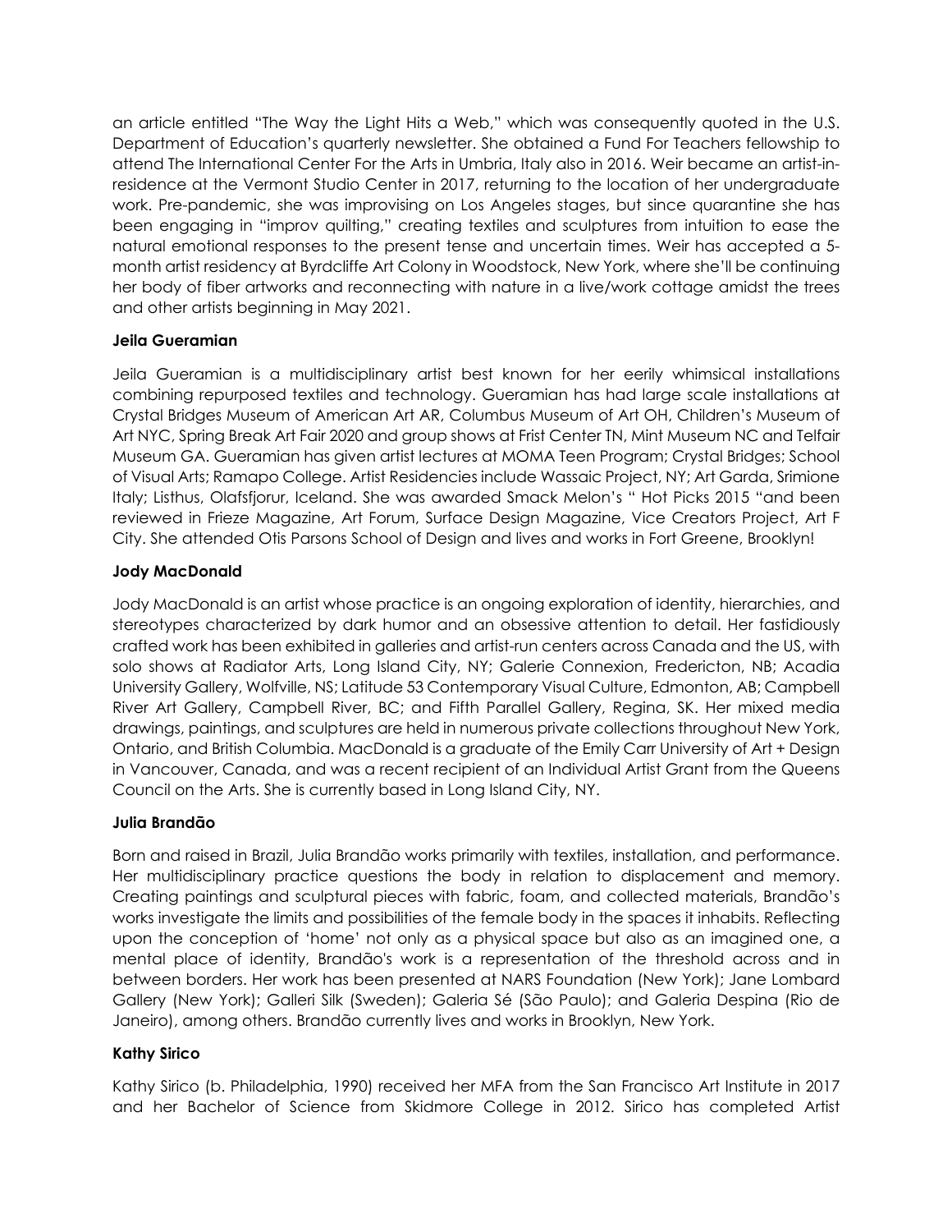an article entitled "The Way the Light Hits a Web," which was consequently quoted in the U.S. Department of Education's quarterly newsletter. She obtained a Fund For Teachers fellowship to attend The International Center For the Arts in Umbria, Italy also in 2016. Weir became an artist-in-residence at the Vermont Studio Center in 2017, returning to the location of her undergraduate work. Pre-pandemic, she was improvising on Los Angeles stages, but since quarantine she has been engaging in "improv quilting," creating textiles and sculptures from intuition to ease the natural emotional responses to the present tense and uncertain times. Weir has accepted a 5-month artist residency at Byrdcliffe Art Colony in Woodstock, New York, where she'll be continuing her body of fiber artworks and reconnecting with nature in a live/work cottage amidst the trees and other artists beginning in May 2021.

**Jeila Gueramian**

Jeila Gueramian is a multidisciplinary artist best known for her eerily whimsical installations combining repurposed textiles and technology. Gueramian has had large scale installations at Crystal Bridges Museum of American Art AR, Columbus Museum of Art OH, Children's Museum of Art NYC, Spring Break Art Fair 2020 and group shows at Frist Center TN, Mint Museum NC and Telfair Museum GA. Gueramian has given artist lectures at MOMA Teen Program; Crystal Bridges; School of Visual Arts; Ramapo College. Artist Residencies include Wassaic Project, NY; Art Garda, Srimione Italy; Listhus, Olafsfjorur, Iceland. She was awarded Smack Melon's " Hot Picks 2015 "and been reviewed in Frieze Magazine, Art Forum, Surface Design Magazine, Vice Creators Project, Art F City. She attended Otis Parsons School of Design and lives and works in Fort Greene, Brooklyn!

**Jody MacDonald**

Jody MacDonald is an artist whose practice is an ongoing exploration of identity, hierarchies, and stereotypes characterized by dark humor and an obsessive attention to detail. Her fastidiously crafted work has been exhibited in galleries and artist-run centers across Canada and the US, with solo shows at Radiator Arts, Long Island City, NY; Galerie Connexion, Fredericton, NB; Acadia University Gallery, Wolfville, NS; Latitude 53 Contemporary Visual Culture, Edmonton, AB; Campbell River Art Gallery, Campbell River, BC; and Fifth Parallel Gallery, Regina, SK. Her mixed media drawings, paintings, and sculptures are held in numerous private collections throughout New York, Ontario, and British Columbia. MacDonald is a graduate of the Emily Carr University of Art + Design in Vancouver, Canada, and was a recent recipient of an Individual Artist Grant from the Queens Council on the Arts. She is currently based in Long Island City, NY.

**Julia Brandão**

Born and raised in Brazil, Julia Brandão works primarily with textiles, installation, and performance. Her multidisciplinary practice questions the body in relation to displacement and memory. Creating paintings and sculptural pieces with fabric, foam, and collected materials, Brandão's works investigate the limits and possibilities of the female body in the spaces it inhabits. Reflecting upon the conception of 'home' not only as a physical space but also as an imagined one, a mental place of identity, Brandão's work is a representation of the threshold across and in between borders. Her work has been presented at NARS Foundation (New York); Jane Lombard Gallery (New York); Galleri Silk (Sweden); Galeria Sé (São Paulo); and Galeria Despina (Rio de Janeiro), among others. Brandão currently lives and works in Brooklyn, New York.

**Kathy Sirico**

Kathy Sirico (b. Philadelphia, 1990) received her MFA from the San Francisco Art Institute in 2017 and her Bachelor of Science from Skidmore College in 2012. Sirico has completed Artist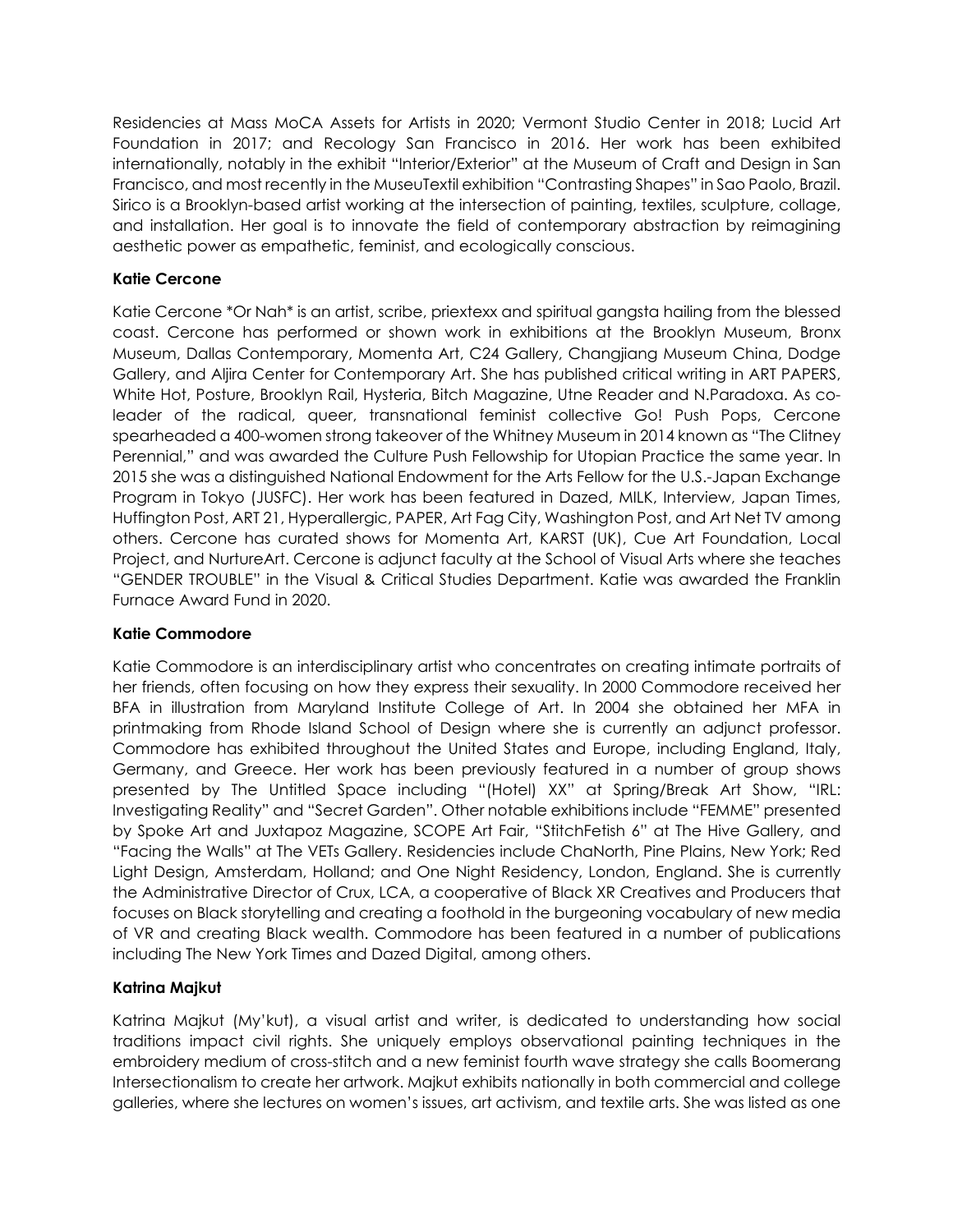Residencies at Mass MoCA Assets for Artists in 2020; Vermont Studio Center in 2018; Lucid Art Foundation in 2017; and Recology San Francisco in 2016. Her work has been exhibited internationally, notably in the exhibit "Interior/Exterior" at the Museum of Craft and Design in San Francisco, and most recently in the MuseuTextil exhibition "Contrasting Shapes" in Sao Paolo, Brazil. Sirico is a Brooklyn-based artist working at the intersection of painting, textiles, sculpture, collage, and installation. Her goal is to innovate the field of contemporary abstraction by reimagining aesthetic power as empathetic, feminist, and ecologically conscious.

**Katie Cercone**

Katie Cercone *Or Nah* is an artist, scribe, priextexx and spiritual gangsta hailing from the blessed coast. Cercone has performed or shown work in exhibitions at the Brooklyn Museum, Bronx Museum, Dallas Contemporary, Momenta Art, C24 Gallery, Changjiang Museum China, Dodge Gallery, and Aljira Center for Contemporary Art. She has published critical writing in ART PAPERS, White Hot, Posture, Brooklyn Rail, Hysteria, Bitch Magazine, Utne Reader and N.Paradoxa. As co-leader of the radical, queer, transnational feminist collective Go! Push Pops, Cercone spearheaded a 400-women strong takeover of the Whitney Museum in 2014 known as "The Clitney Perennial," and was awarded the Culture Push Fellowship for Utopian Practice the same year. In 2015 she was a distinguished National Endowment for the Arts Fellow for the U.S.-Japan Exchange Program in Tokyo (JUSFC). Her work has been featured in Dazed, MILK, Interview, Japan Times, Huffington Post, ART 21, Hyperallergic, PAPER, Art Fag City, Washington Post, and Art Net TV among others. Cercone has curated shows for Momenta Art, KARST (UK), Cue Art Foundation, Local Project, and NurtureArt. Cercone is adjunct faculty at the School of Visual Arts where she teaches "GENDER TROUBLE" in the Visual & Critical Studies Department. Katie was awarded the Franklin Furnace Award Fund in 2020.

**Katie Commodore**

Katie Commodore is an interdisciplinary artist who concentrates on creating intimate portraits of her friends, often focusing on how they express their sexuality. In 2000 Commodore received her BFA in illustration from Maryland Institute College of Art. In 2004 she obtained her MFA in printmaking from Rhode Island School of Design where she is currently an adjunct professor. Commodore has exhibited throughout the United States and Europe, including England, Italy, Germany, and Greece. Her work has been previously featured in a number of group shows presented by The Untitled Space including "(Hotel) XX" at Spring/Break Art Show, "IRL: Investigating Reality" and "Secret Garden". Other notable exhibitions include "FEMME" presented by Spoke Art and Juxtapoz Magazine, SCOPE Art Fair, "StitchFetish 6" at The Hive Gallery, and "Facing the Walls" at The VETs Gallery. Residencies include ChaNorth, Pine Plains, New York; Red Light Design, Amsterdam, Holland; and One Night Residency, London, England. She is currently the Administrative Director of Crux, LCA, a cooperative of Black XR Creatives and Producers that focuses on Black storytelling and creating a foothold in the burgeoning vocabulary of new media of VR and creating Black wealth. Commodore has been featured in a number of publications including The New York Times and Dazed Digital, among others.

**Katrina Majkut**

Katrina Majkut (My'kut), a visual artist and writer, is dedicated to understanding how social traditions impact civil rights. She uniquely employs observational painting techniques in the embroidery medium of cross-stitch and a new feminist fourth wave strategy she calls Boomerang Intersectionalism to create her artwork. Majkut exhibits nationally in both commercial and college galleries, where she lectures on women's issues, art activism, and textile arts. She was listed as one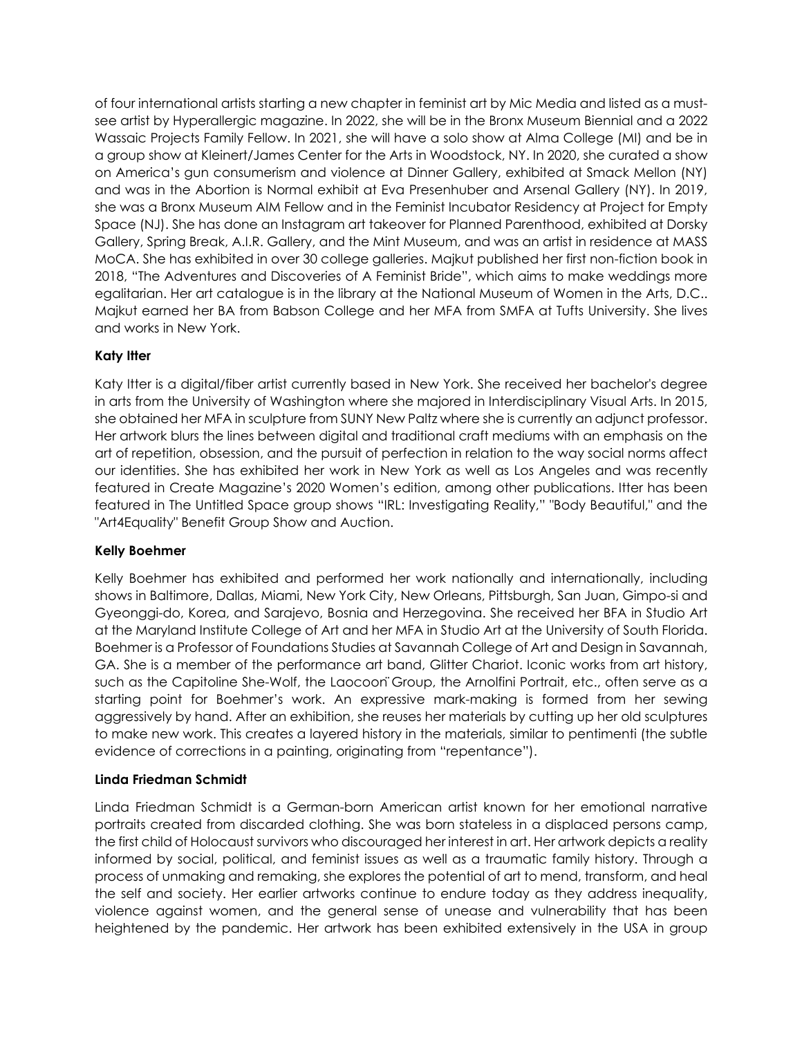of four international artists starting a new chapter in feminist art by Mic Media and listed as a must-see artist by Hyperallergic magazine. In 2022, she will be in the Bronx Museum Biennial and a 2022 Wassaic Projects Family Fellow. In 2021, she will have a solo show at Alma College (MI) and be in a group show at Kleinert/James Center for the Arts in Woodstock, NY. In 2020, she curated a show on America's gun consumerism and violence at Dinner Gallery, exhibited at Smack Mellon (NY) and was in the Abortion is Normal exhibit at Eva Presenhuber and Arsenal Gallery (NY). In 2019, she was a Bronx Museum AIM Fellow and in the Feminist Incubator Residency at Project for Empty Space (NJ). She has done an Instagram art takeover for Planned Parenthood, exhibited at Dorsky Gallery, Spring Break, A.I.R. Gallery, and the Mint Museum, and was an artist in residence at MASS MoCA. She has exhibited in over 30 college galleries. Majkut published her first non-fiction book in 2018, "The Adventures and Discoveries of A Feminist Bride", which aims to make weddings more egalitarian. Her art catalogue is in the library at the National Museum of Women in the Arts, D.C.. Majkut earned her BA from Babson College and her MFA from SMFA at Tufts University. She lives and works in New York.

**Katy Itter**

Katy Itter is a digital/fiber artist currently based in New York. She received her bachelor's degree in arts from the University of Washington where she majored in Interdisciplinary Visual Arts. In 2015, she obtained her MFA in sculpture from SUNY New Paltz where she is currently an adjunct professor. Her artwork blurs the lines between digital and traditional craft mediums with an emphasis on the art of repetition, obsession, and the pursuit of perfection in relation to the way social norms affect our identities. She has exhibited her work in New York as well as Los Angeles and was recently featured in Create Magazine's 2020 Women's edition, among other publications. Itter has been featured in The Untitled Space group shows "IRL: Investigating Reality," "Body Beautiful," and the "Art4Equality" Benefit Group Show and Auction.

**Kelly Boehmer**

Kelly Boehmer has exhibited and performed her work nationally and internationally, including shows in Baltimore, Dallas, Miami, New York City, New Orleans, Pittsburgh, San Juan, Gimpo-si and Gyeonggi-do, Korea, and Sarajevo, Bosnia and Herzegovina. She received her BFA in Studio Art at the Maryland Institute College of Art and her MFA in Studio Art at the University of South Florida. Boehmer is a Professor of Foundations Studies at Savannah College of Art and Design in Savannah, GA. She is a member of the performance art band, Glitter Chariot. Iconic works from art history, such as the Capitoline She-Wolf, the Laocoön Group, the Arnolfini Portrait, etc., often serve as a starting point for Boehmer's work. An expressive mark-making is formed from her sewing aggressively by hand. After an exhibition, she reuses her materials by cutting up her old sculptures to make new work. This creates a layered history in the materials, similar to pentimenti (the subtle evidence of corrections in a painting, originating from "repentance").

**Linda Friedman Schmidt**

Linda Friedman Schmidt is a German-born American artist known for her emotional narrative portraits created from discarded clothing. She was born stateless in a displaced persons camp, the first child of Holocaust survivors who discouraged her interest in art. Her artwork depicts a reality informed by social, political, and feminist issues as well as a traumatic family history. Through a process of unmaking and remaking, she explores the potential of art to mend, transform, and heal the self and society. Her earlier artworks continue to endure today as they address inequality, violence against women, and the general sense of unease and vulnerability that has been heightened by the pandemic. Her artwork has been exhibited extensively in the USA in group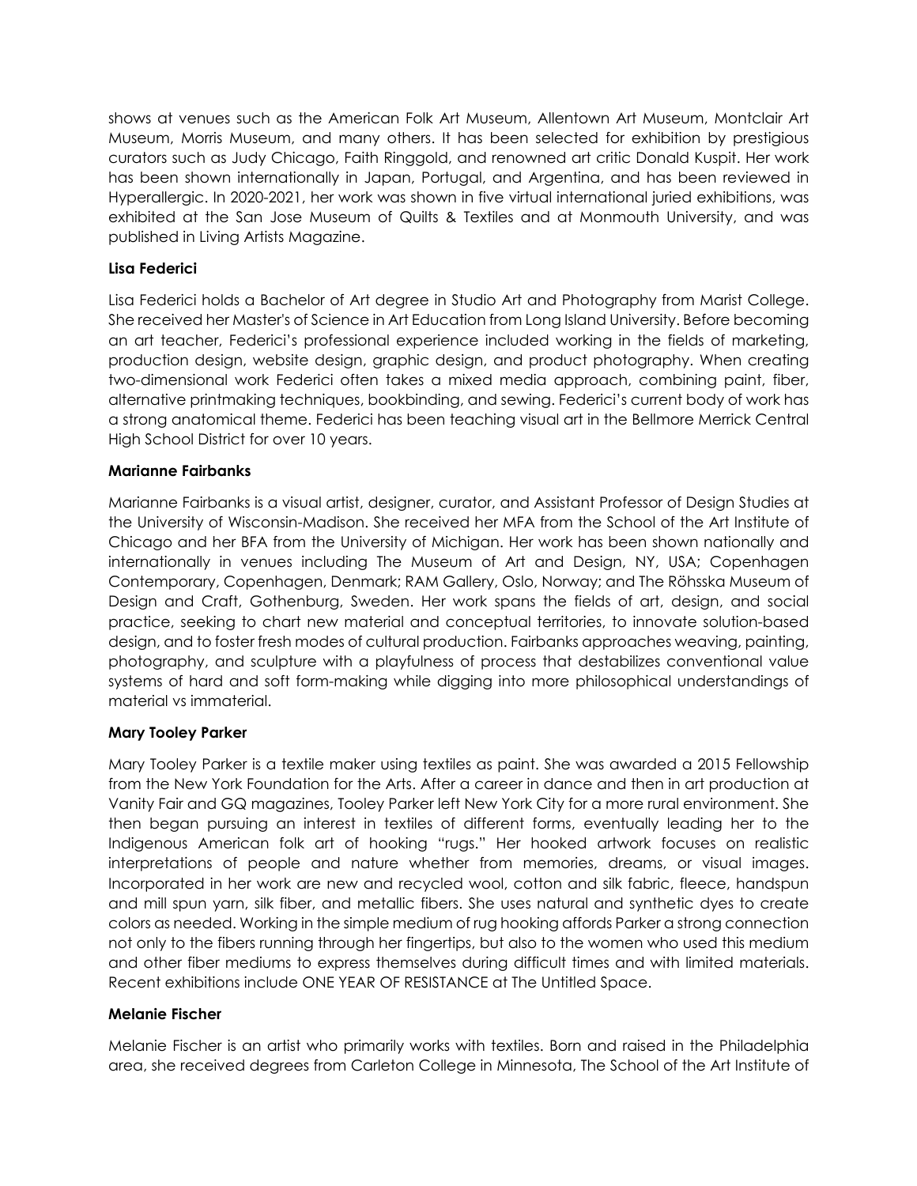shows at venues such as the American Folk Art Museum, Allentown Art Museum, Montclair Art Museum, Morris Museum, and many others. It has been selected for exhibition by prestigious curators such as Judy Chicago, Faith Ringgold, and renowned art critic Donald Kuspit. Her work has been shown internationally in Japan, Portugal, and Argentina, and has been reviewed in Hyperallergic. In 2020-2021, her work was shown in five virtual international juried exhibitions, was exhibited at the San Jose Museum of Quilts & Textiles and at Monmouth University, and was published in Living Artists Magazine.

**Lisa Federici**

Lisa Federici holds a Bachelor of Art degree in Studio Art and Photography from Marist College. She received her Master's of Science in Art Education from Long Island University. Before becoming an art teacher, Federici's professional experience included working in the fields of marketing, production design, website design, graphic design, and product photography. When creating two-dimensional work Federici often takes a mixed media approach, combining paint, fiber, alternative printmaking techniques, bookbinding, and sewing. Federici's current body of work has a strong anatomical theme. Federici has been teaching visual art in the Bellmore Merrick Central High School District for over 10 years.

**Marianne Fairbanks**

Marianne Fairbanks is a visual artist, designer, curator, and Assistant Professor of Design Studies at the University of Wisconsin-Madison. She received her MFA from the School of the Art Institute of Chicago and her BFA from the University of Michigan. Her work has been shown nationally and internationally in venues including The Museum of Art and Design, NY, USA; Copenhagen Contemporary, Copenhagen, Denmark; RAM Gallery, Oslo, Norway; and The Röhsska Museum of Design and Craft, Gothenburg, Sweden. Her work spans the fields of art, design, and social practice, seeking to chart new material and conceptual territories, to innovate solution-based design, and to foster fresh modes of cultural production. Fairbanks approaches weaving, painting, photography, and sculpture with a playfulness of process that destabilizes conventional value systems of hard and soft form-making while digging into more philosophical understandings of material vs immaterial.

**Mary Tooley Parker**

Mary Tooley Parker is a textile maker using textiles as paint. She was awarded a 2015 Fellowship from the New York Foundation for the Arts. After a career in dance and then in art production at Vanity Fair and GQ magazines, Tooley Parker left New York City for a more rural environment. She then began pursuing an interest in textiles of different forms, eventually leading her to the Indigenous American folk art of hooking "rugs." Her hooked artwork focuses on realistic interpretations of people and nature whether from memories, dreams, or visual images. Incorporated in her work are new and recycled wool, cotton and silk fabric, fleece, handspun and mill spun yarn, silk fiber, and metallic fibers. She uses natural and synthetic dyes to create colors as needed. Working in the simple medium of rug hooking affords Parker a strong connection not only to the fibers running through her fingertips, but also to the women who used this medium and other fiber mediums to express themselves during difficult times and with limited materials. Recent exhibitions include ONE YEAR OF RESISTANCE at The Untitled Space.

**Melanie Fischer**

Melanie Fischer is an artist who primarily works with textiles. Born and raised in the Philadelphia area, she received degrees from Carleton College in Minnesota, The School of the Art Institute of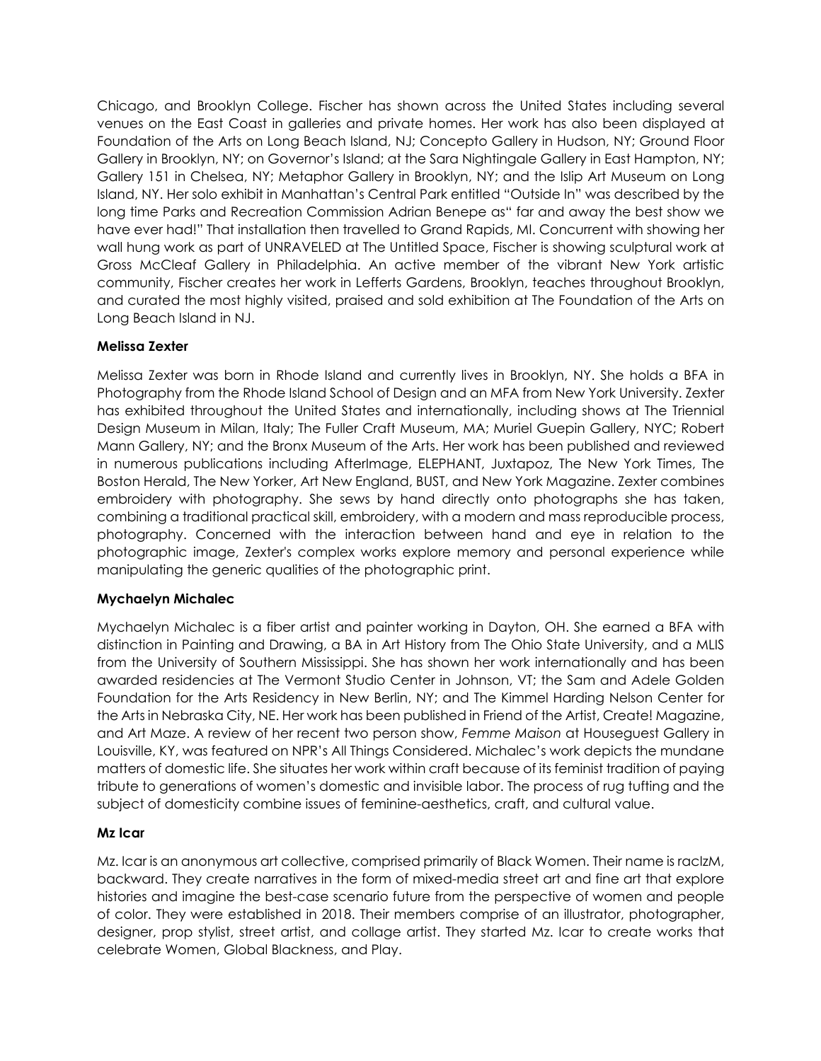Chicago, and Brooklyn College. Fischer has shown across the United States including several venues on the East Coast in galleries and private homes. Her work has also been displayed at Foundation of the Arts on Long Beach Island, NJ; Concepto Gallery in Hudson, NY; Ground Floor Gallery in Brooklyn, NY; on Governor's Island; at the Sara Nightingale Gallery in East Hampton, NY; Gallery 151 in Chelsea, NY; Metaphor Gallery in Brooklyn, NY; and the Islip Art Museum on Long Island, NY. Her solo exhibit in Manhattan's Central Park entitled "Outside In" was described by the long time Parks and Recreation Commission Adrian Benepe as" far and away the best show we have ever had!" That installation then travelled to Grand Rapids, MI. Concurrent with showing her wall hung work as part of UNRAVELED at The Untitled Space, Fischer is showing sculptural work at Gross McCleaf Gallery in Philadelphia. An active member of the vibrant New York artistic community, Fischer creates her work in Lefferts Gardens, Brooklyn, teaches throughout Brooklyn, and curated the most highly visited, praised and sold exhibition at The Foundation of the Arts on Long Beach Island in NJ.

**Melissa Zexter**

Melissa Zexter was born in Rhode Island and currently lives in Brooklyn, NY. She holds a BFA in Photography from the Rhode Island School of Design and an MFA from New York University. Zexter has exhibited throughout the United States and internationally, including shows at The Triennial Design Museum in Milan, Italy; The Fuller Craft Museum, MA; Muriel Guepin Gallery, NYC; Robert Mann Gallery, NY; and the Bronx Museum of the Arts. Her work has been published and reviewed in numerous publications including AfterImage, ELEPHANT, Juxtapoz, The New York Times, The Boston Herald, The New Yorker, Art New England, BUST, and New York Magazine. Zexter combines embroidery with photography. She sews by hand directly onto photographs she has taken, combining a traditional practical skill, embroidery, with a modern and mass reproducible process, photography. Concerned with the interaction between hand and eye in relation to the photographic image, Zexter's complex works explore memory and personal experience while manipulating the generic qualities of the photographic print.

**Mychaelyn Michalec**

Mychaelyn Michalec is a fiber artist and painter working in Dayton, OH. She earned a BFA with distinction in Painting and Drawing, a BA in Art History from The Ohio State University, and a MLIS from the University of Southern Mississippi. She has shown her work internationally and has been awarded residencies at The Vermont Studio Center in Johnson, VT; the Sam and Adele Golden Foundation for the Arts Residency in New Berlin, NY; and The Kimmel Harding Nelson Center for the Arts in Nebraska City, NE. Her work has been published in Friend of the Artist, Create! Magazine, and Art Maze. A review of her recent two person show, *Femme Maison* at Houseguest Gallery in Louisville, KY, was featured on NPR's All Things Considered. Michalec's work depicts the mundane matters of domestic life. She situates her work within craft because of its feminist tradition of paying tribute to generations of women's domestic and invisible labor. The process of rug tufting and the subject of domesticity combine issues of feminine-aesthetics, craft, and cultural value.

**Mz Icar**

Mz. Icar is an anonymous art collective, comprised primarily of Black Women. Their name is racIzM, backward. They create narratives in the form of mixed-media street art and fine art that explore histories and imagine the best-case scenario future from the perspective of women and people of color. They were established in 2018. Their members comprise of an illustrator, photographer, designer, prop stylist, street artist, and collage artist. They started Mz. Icar to create works that celebrate Women, Global Blackness, and Play.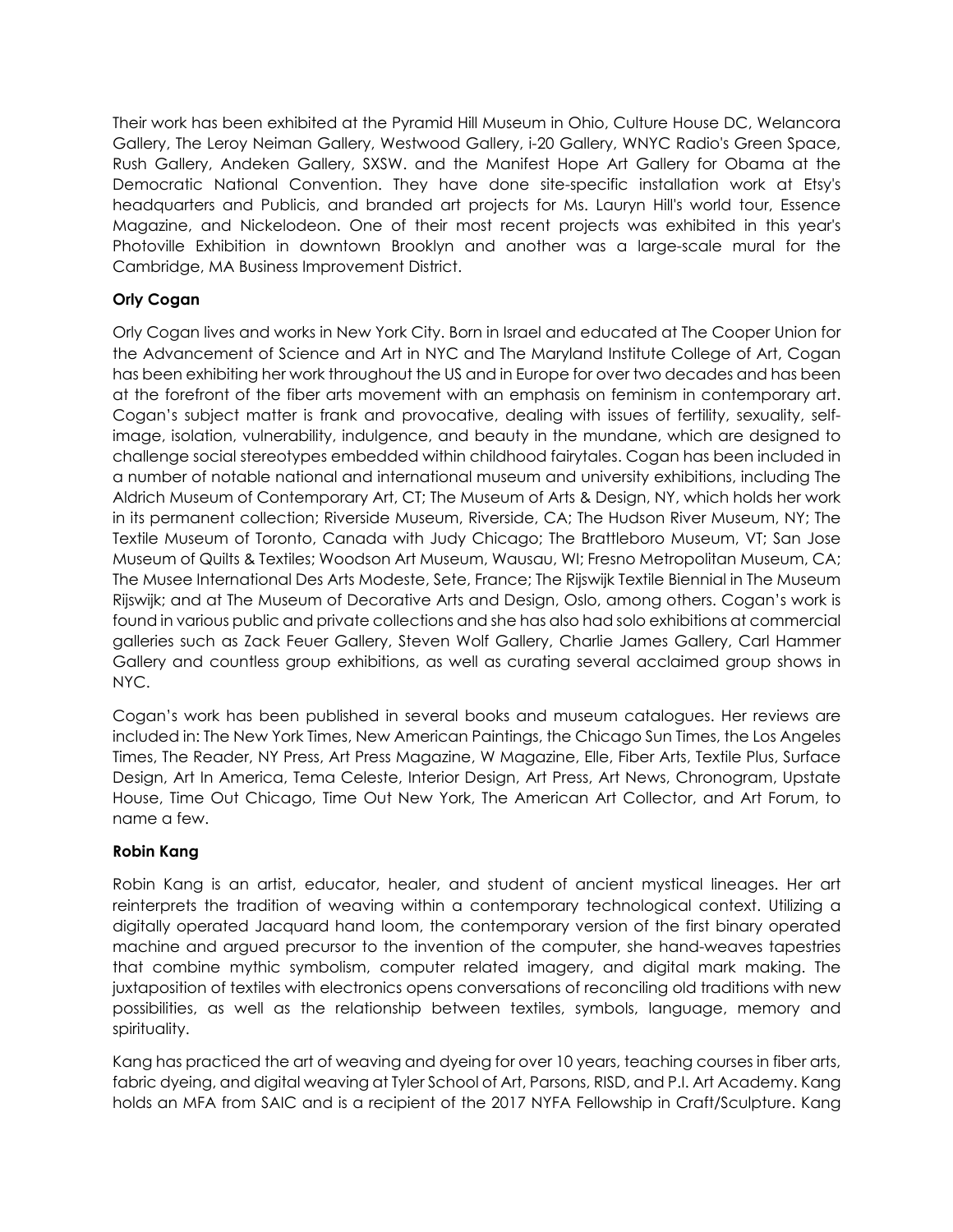Their work has been exhibited at the Pyramid Hill Museum in Ohio, Culture House DC, Welancora Gallery, The Leroy Neiman Gallery, Westwood Gallery, i-20 Gallery, WNYC Radio's Green Space, Rush Gallery, Andeken Gallery, SXSW. and the Manifest Hope Art Gallery for Obama at the Democratic National Convention. They have done site-specific installation work at Etsy's headquarters and Publicis, and branded art projects for Ms. Lauryn Hill's world tour, Essence Magazine, and Nickelodeon. One of their most recent projects was exhibited in this year's Photoville Exhibition in downtown Brooklyn and another was a large-scale mural for the Cambridge, MA Business Improvement District.

**Orly Cogan**

Orly Cogan lives and works in New York City. Born in Israel and educated at The Cooper Union for the Advancement of Science and Art in NYC and The Maryland Institute College of Art, Cogan has been exhibiting her work throughout the US and in Europe for over two decades and has been at the forefront of the fiber arts movement with an emphasis on feminism in contemporary art. Cogan's subject matter is frank and provocative, dealing with issues of fertility, sexuality, self-image, isolation, vulnerability, indulgence, and beauty in the mundane, which are designed to challenge social stereotypes embedded within childhood fairytales. Cogan has been included in a number of notable national and international museum and university exhibitions, including The Aldrich Museum of Contemporary Art, CT; The Museum of Arts & Design, NY, which holds her work in its permanent collection; Riverside Museum, Riverside, CA; The Hudson River Museum, NY; The Textile Museum of Toronto, Canada with Judy Chicago; The Brattleboro Museum, VT; San Jose Museum of Quilts & Textiles; Woodson Art Museum, Wausau, WI; Fresno Metropolitan Museum, CA; The Musee International Des Arts Modeste, Sete, France; The Rijswijk Textile Biennial in The Museum Rijswijk; and at The Museum of Decorative Arts and Design, Oslo, among others. Cogan's work is found in various public and private collections and she has also had solo exhibitions at commercial galleries such as Zack Feuer Gallery, Steven Wolf Gallery, Charlie James Gallery, Carl Hammer Gallery and countless group exhibitions, as well as curating several acclaimed group shows in NYC.

Cogan's work has been published in several books and museum catalogues. Her reviews are included in: The New York Times, New American Paintings, the Chicago Sun Times, the Los Angeles Times, The Reader, NY Press, Art Press Magazine, W Magazine, Elle, Fiber Arts, Textile Plus, Surface Design, Art In America, Tema Celeste, Interior Design, Art Press, Art News, Chronogram, Upstate House, Time Out Chicago, Time Out New York, The American Art Collector, and Art Forum, to name a few.

**Robin Kang**

Robin Kang is an artist, educator, healer, and student of ancient mystical lineages. Her art reinterprets the tradition of weaving within a contemporary technological context. Utilizing a digitally operated Jacquard hand loom, the contemporary version of the first binary operated machine and argued precursor to the invention of the computer, she hand-weaves tapestries that combine mythic symbolism, computer related imagery, and digital mark making. The juxtaposition of textiles with electronics opens conversations of reconciling old traditions with new possibilities, as well as the relationship between textiles, symbols, language, memory and spirituality.

Kang has practiced the art of weaving and dyeing for over 10 years, teaching courses in fiber arts, fabric dyeing, and digital weaving at Tyler School of Art, Parsons, RISD, and P.I. Art Academy. Kang holds an MFA from SAIC and is a recipient of the 2017 NYFA Fellowship in Craft/Sculpture. Kang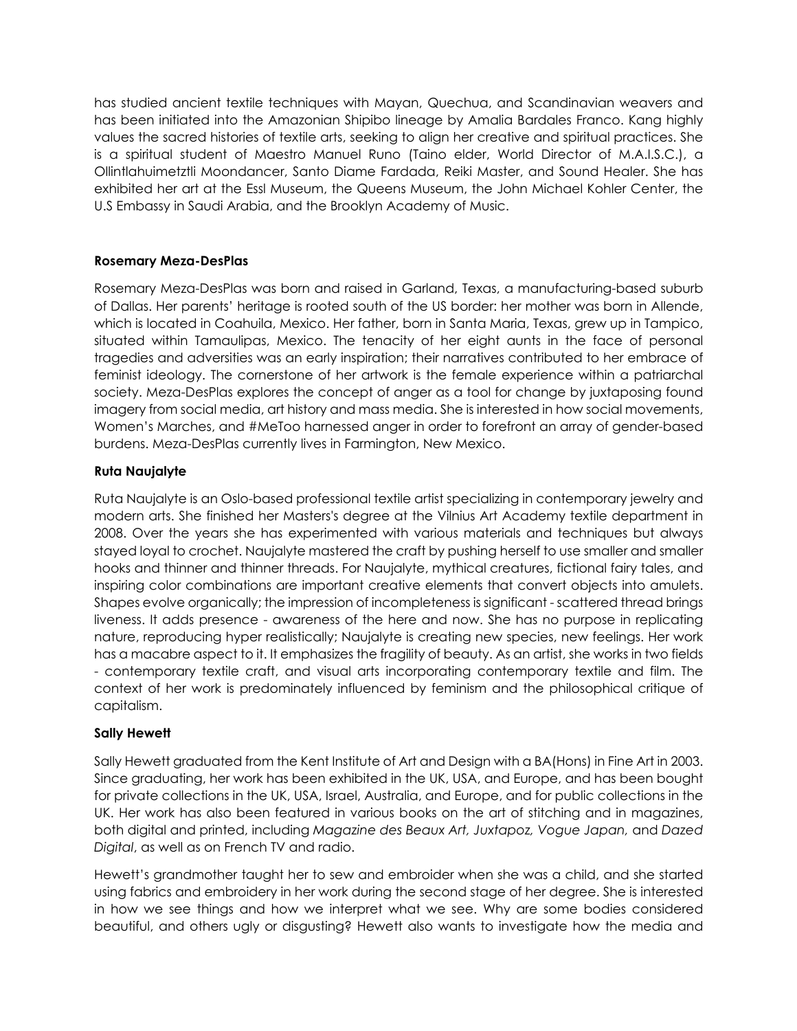has studied ancient textile techniques with Mayan, Quechua, and Scandinavian weavers and has been initiated into the Amazonian Shipibo lineage by Amalia Bardales Franco. Kang highly values the sacred histories of textile arts, seeking to align her creative and spiritual practices. She is a spiritual student of Maestro Manuel Runo (Taino elder, World Director of M.A.I.S.C.), a Ollintlahuimetztli Moondancer, Santo Diame Fardada, Reiki Master, and Sound Healer. She has exhibited her art at the Essl Museum, the Queens Museum, the John Michael Kohler Center, the U.S Embassy in Saudi Arabia, and the Brooklyn Academy of Music.

**Rosemary Meza-DesPlas**

Rosemary Meza-DesPlas was born and raised in Garland, Texas, a manufacturing-based suburb of Dallas. Her parents' heritage is rooted south of the US border: her mother was born in Allende, which is located in Coahuila, Mexico. Her father, born in Santa Maria, Texas, grew up in Tampico, situated within Tamaulipas, Mexico. The tenacity of her eight aunts in the face of personal tragedies and adversities was an early inspiration; their narratives contributed to her embrace of feminist ideology. The cornerstone of her artwork is the female experience within a patriarchal society. Meza-DesPlas explores the concept of anger as a tool for change by juxtaposing found imagery from social media, art history and mass media. She is interested in how social movements, Women's Marches, and #MeToo harnessed anger in order to forefront an array of gender-based burdens. Meza-DesPlas currently lives in Farmington, New Mexico.

**Ruta Naujalyte**

Ruta Naujalyte is an Oslo-based professional textile artist specializing in contemporary jewelry and modern arts. She finished her Masters's degree at the Vilnius Art Academy textile department in 2008. Over the years she has experimented with various materials and techniques but always stayed loyal to crochet. Naujalyte mastered the craft by pushing herself to use smaller and smaller hooks and thinner and thinner threads. For Naujalyte, mythical creatures, fictional fairy tales, and inspiring color combinations are important creative elements that convert objects into amulets. Shapes evolve organically; the impression of incompleteness is significant - scattered thread brings liveness. It adds presence - awareness of the here and now. She has no purpose in replicating nature, reproducing hyper realistically; Naujalyte is creating new species, new feelings. Her work has a macabre aspect to it. It emphasizes the fragility of beauty. As an artist, she works in two fields - contemporary textile craft, and visual arts incorporating contemporary textile and film. The context of her work is predominately influenced by feminism and the philosophical critique of capitalism.

**Sally Hewett**

Sally Hewett graduated from the Kent Institute of Art and Design with a BA(Hons) in Fine Art in 2003. Since graduating, her work has been exhibited in the UK, USA, and Europe, and has been bought for private collections in the UK, USA, Israel, Australia, and Europe, and for public collections in the UK. Her work has also been featured in various books on the art of stitching and in magazines, both digital and printed, including *Magazine des Beaux Art, Juxtapoz, Vogue Japan,* and *Dazed Digital*, as well as on French TV and radio.

Hewett's grandmother taught her to sew and embroider when she was a child, and she started using fabrics and embroidery in her work during the second stage of her degree. She is interested in how we see things and how we interpret what we see. Why are some bodies considered beautiful, and others ugly or disgusting? Hewett also wants to investigate how the media and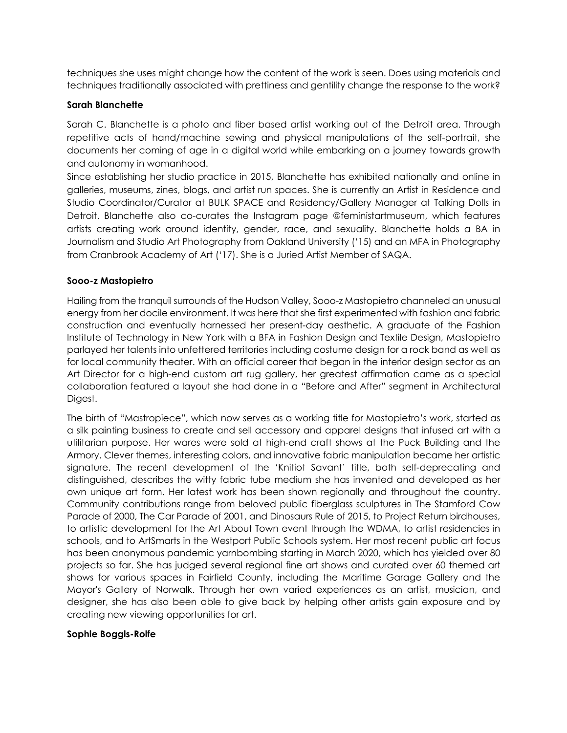techniques she uses might change how the content of the work is seen. Does using materials and techniques traditionally associated with prettiness and gentility change the response to the work?

**Sarah Blanchette**

Sarah C. Blanchette is a photo and fiber based artist working out of the Detroit area. Through repetitive acts of hand/machine sewing and physical manipulations of the self-portrait, she documents her coming of age in a digital world while embarking on a journey towards growth and autonomy in womanhood.

Since establishing her studio practice in 2015, Blanchette has exhibited nationally and online in galleries, museums, zines, blogs, and artist run spaces. She is currently an Artist in Residence and Studio Coordinator/Curator at BULK SPACE and Residency/Gallery Manager at Talking Dolls in Detroit. Blanchette also co-curates the Instagram page @feministartmuseum, which features artists creating work around identity, gender, race, and sexuality. Blanchette holds a BA in Journalism and Studio Art Photography from Oakland University ('15) and an MFA in Photography from Cranbrook Academy of Art ('17). She is a Juried Artist Member of SAQA.

**Sooo-z Mastopietro**

Hailing from the tranquil surrounds of the Hudson Valley, Sooo-z Mastopietro channeled an unusual energy from her docile environment. It was here that she first experimented with fashion and fabric construction and eventually harnessed her present-day aesthetic. A graduate of the Fashion Institute of Technology in New York with a BFA in Fashion Design and Textile Design, Mastopietro parlayed her talents into unfettered territories including costume design for a rock band as well as for local community theater. With an official career that began in the interior design sector as an Art Director for a high-end custom art rug gallery, her greatest affirmation came as a special collaboration featured a layout she had done in a "Before and After" segment in Architectural Digest.

The birth of "Mastropiece", which now serves as a working title for Mastopietro's work, started as a silk painting business to create and sell accessory and apparel designs that infused art with a utilitarian purpose. Her wares were sold at high-end craft shows at the Puck Building and the Armory. Clever themes, interesting colors, and innovative fabric manipulation became her artistic signature. The recent development of the 'Knitiot Savant' title, both self-deprecating and distinguished, describes the witty fabric tube medium she has invented and developed as her own unique art form. Her latest work has been shown regionally and throughout the country. Community contributions range from beloved public fiberglass sculptures in The Stamford Cow Parade of 2000, The Car Parade of 2001, and Dinosaurs Rule of 2015, to Project Return birdhouses, to artistic development for the Art About Town event through the WDMA, to artist residencies in schools, and to ArtSmarts in the Westport Public Schools system. Her most recent public art focus has been anonymous pandemic yarnbombing starting in March 2020, which has yielded over 80 projects so far. She has judged several regional fine art shows and curated over 60 themed art shows for various spaces in Fairfield County, including the Maritime Garage Gallery and the Mayor's Gallery of Norwalk. Through her own varied experiences as an artist, musician, and designer, she has also been able to give back by helping other artists gain exposure and by creating new viewing opportunities for art.

**Sophie Boggis-Rolfe**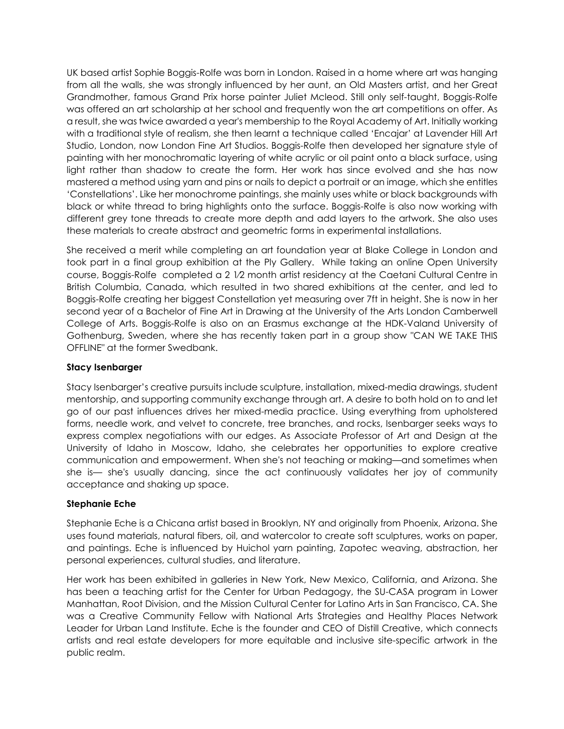UK based artist Sophie Boggis-Rolfe was born in London. Raised in a home where art was hanging from all the walls, she was strongly influenced by her aunt, an Old Masters artist, and her Great Grandmother, famous Grand Prix horse painter Juliet Mcleod. Still only self-taught, Boggis-Rolfe was offered an art scholarship at her school and frequently won the art competitions on offer. As a result, she was twice awarded a year's membership to the Royal Academy of Art. Initially working with a traditional style of realism, she then learnt a technique called 'Encajar' at Lavender Hill Art Studio, London, now London Fine Art Studios. Boggis-Rolfe then developed her signature style of painting with her monochromatic layering of white acrylic or oil paint onto a black surface, using light rather than shadow to create the form. Her work has since evolved and she has now mastered a method using yarn and pins or nails to depict a portrait or an image, which she entitles 'Constellations'. Like her monochrome paintings, she mainly uses white or black backgrounds with black or white thread to bring highlights onto the surface. Boggis-Rolfe is also now working with different grey tone threads to create more depth and add layers to the artwork. She also uses these materials to create abstract and geometric forms in experimental installations.

She received a merit while completing an art foundation year at Blake College in London and took part in a final group exhibition at the Ply Gallery. While taking an online Open University course, Boggis-Rolfe completed a 2 1⁄2 month artist residency at the Caetani Cultural Centre in British Columbia, Canada, which resulted in two shared exhibitions at the center, and led to Boggis-Rolfe creating her biggest Constellation yet measuring over 7ft in height. She is now in her second year of a Bachelor of Fine Art in Drawing at the University of the Arts London Camberwell College of Arts. Boggis-Rolfe is also on an Erasmus exchange at the HDK-Valand University of Gothenburg, Sweden, where she has recently taken part in a group show "CAN WE TAKE THIS OFFLINE" at the former Swedbank.

**Stacy Isenbarger**

Stacy Isenbarger's creative pursuits include sculpture, installation, mixed-media drawings, student mentorship, and supporting community exchange through art. A desire to both hold on to and let go of our past influences drives her mixed-media practice. Using everything from upholstered forms, needle work, and velvet to concrete, tree branches, and rocks, Isenbarger seeks ways to express complex negotiations with our edges. As Associate Professor of Art and Design at the University of Idaho in Moscow, Idaho, she celebrates her opportunities to explore creative communication and empowerment. When she's not teaching or making—and sometimes when she is— she's usually dancing, since the act continuously validates her joy of community acceptance and shaking up space.

**Stephanie Eche**

Stephanie Eche is a Chicana artist based in Brooklyn, NY and originally from Phoenix, Arizona. She uses found materials, natural fibers, oil, and watercolor to create soft sculptures, works on paper, and paintings. Eche is influenced by Huichol yarn painting, Zapotec weaving, abstraction, her personal experiences, cultural studies, and literature.

Her work has been exhibited in galleries in New York, New Mexico, California, and Arizona. She has been a teaching artist for the Center for Urban Pedagogy, the SU-CASA program in Lower Manhattan, Root Division, and the Mission Cultural Center for Latino Arts in San Francisco, CA. She was a Creative Community Fellow with National Arts Strategies and Healthy Places Network Leader for Urban Land Institute. Eche is the founder and CEO of Distill Creative, which connects artists and real estate developers for more equitable and inclusive site-specific artwork in the public realm.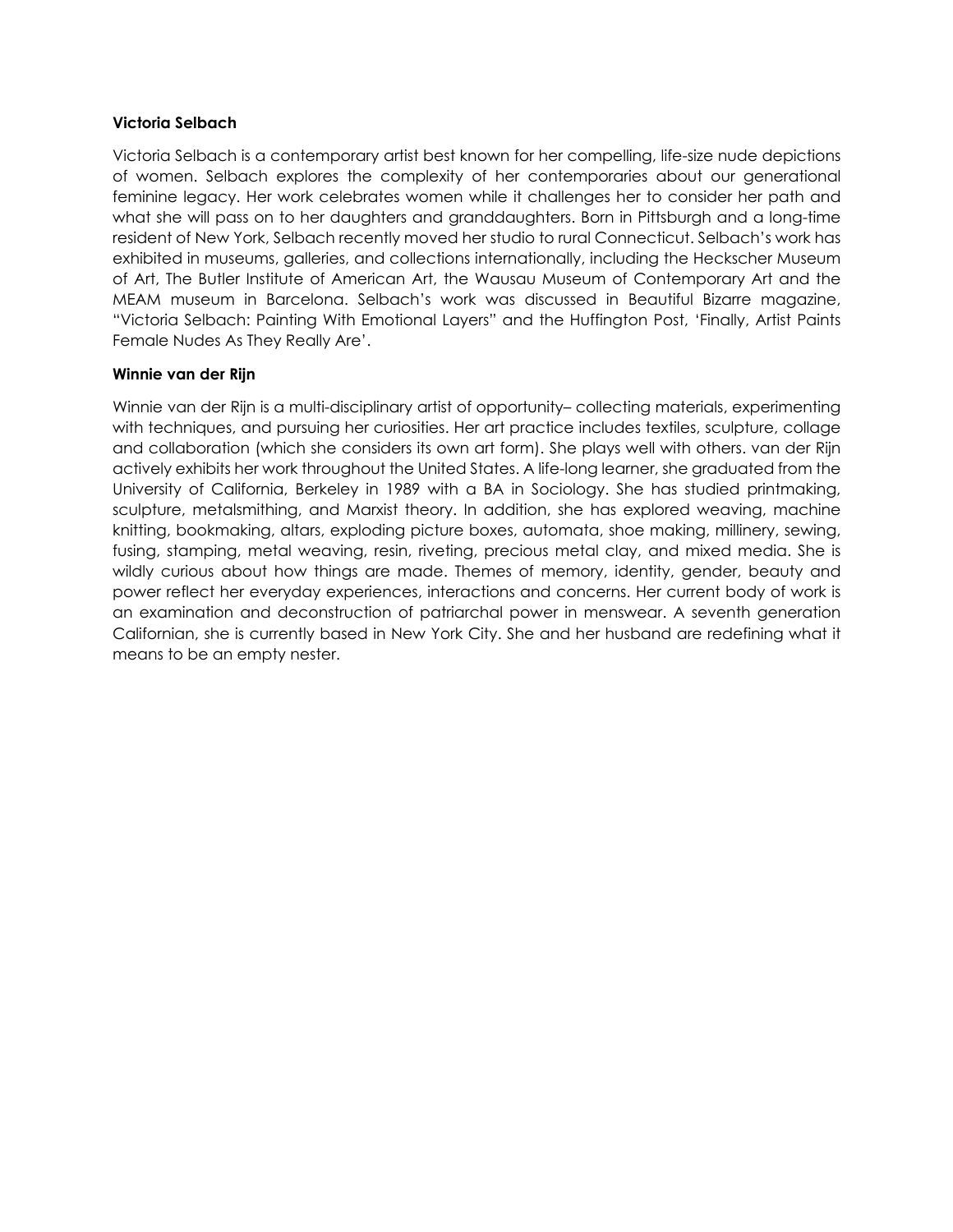**Victoria Selbach**

Victoria Selbach is a contemporary artist best known for her compelling, life-size nude depictions of women. Selbach explores the complexity of her contemporaries about our generational feminine legacy. Her work celebrates women while it challenges her to consider her path and what she will pass on to her daughters and granddaughters. Born in Pittsburgh and a long-time resident of New York, Selbach recently moved her studio to rural Connecticut. Selbach's work has exhibited in museums, galleries, and collections internationally, including the Heckscher Museum of Art, The Butler Institute of American Art, the Wausau Museum of Contemporary Art and the MEAM museum in Barcelona. Selbach's work was discussed in Beautiful Bizarre magazine, "Victoria Selbach: Painting With Emotional Layers" and the Huffington Post, 'Finally, Artist Paints Female Nudes As They Really Are'.

**Winnie van der Rijn**

Winnie van der Rijn is a multi-disciplinary artist of opportunity– collecting materials, experimenting with techniques, and pursuing her curiosities. Her art practice includes textiles, sculpture, collage and collaboration (which she considers its own art form). She plays well with others. van der Rijn actively exhibits her work throughout the United States. A life-long learner, she graduated from the University of California, Berkeley in 1989 with a BA in Sociology. She has studied printmaking, sculpture, metalsmithing, and Marxist theory. In addition, she has explored weaving, machine knitting, bookmaking, altars, exploding picture boxes, automata, shoe making, millinery, sewing, fusing, stamping, metal weaving, resin, riveting, precious metal clay, and mixed media. She is wildly curious about how things are made. Themes of memory, identity, gender, beauty and power reflect her everyday experiences, interactions and concerns. Her current body of work is an examination and deconstruction of patriarchal power in menswear. A seventh generation Californian, she is currently based in New York City. She and her husband are redefining what it means to be an empty nester.